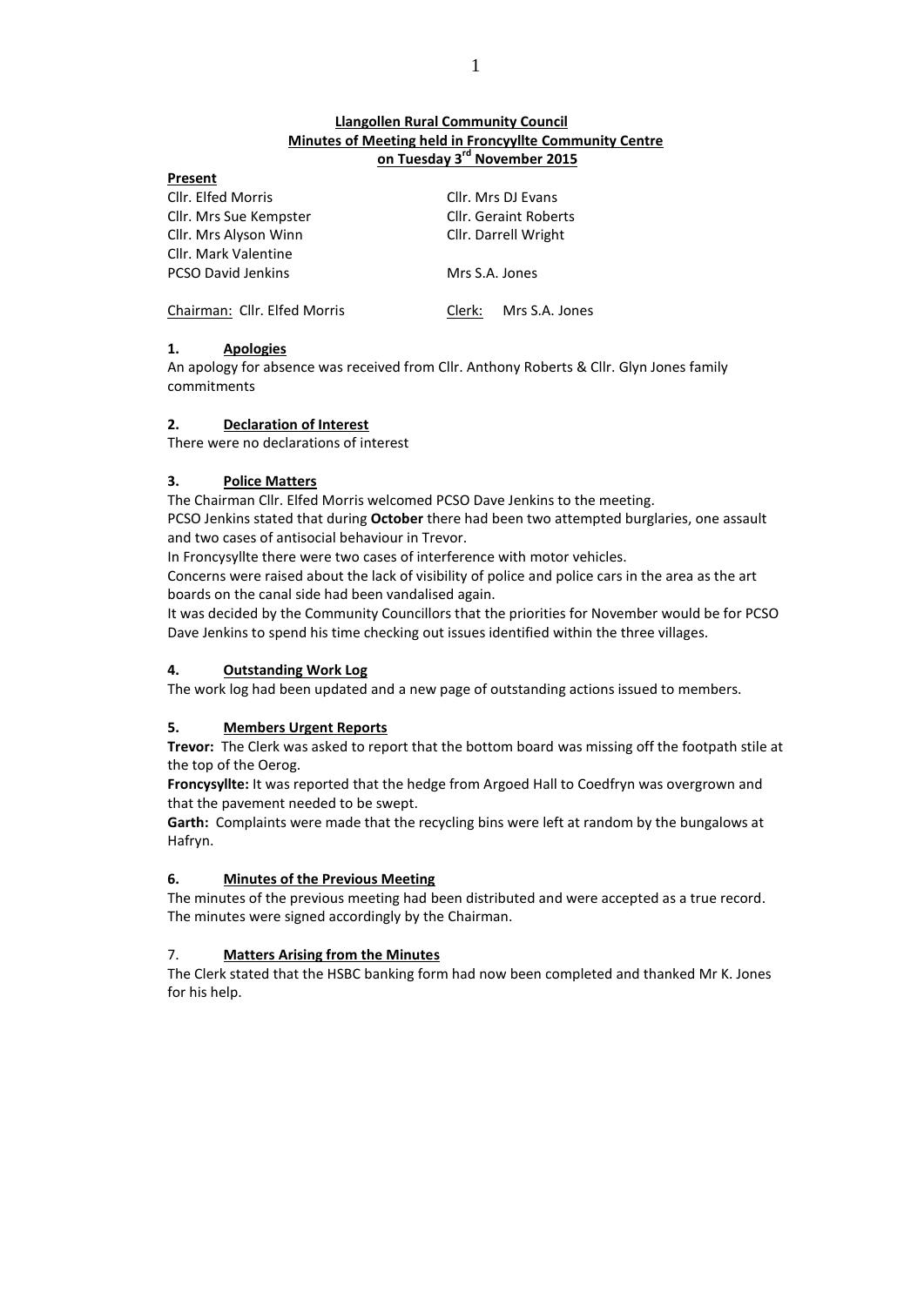**Llangollen Rural Community Council**
**Minutes of Meeting held in Froncyyllte Community Centre**
**on Tuesday 3rd November 2015**

**Present**

| | |
|---|---|
| Cllr. Elfed Morris | Cllr. Mrs DJ Evans |
| Cllr. Mrs Sue Kempster | Cllr. Geraint Roberts |
| Cllr. Mrs Alyson Winn | Cllr. Darrell Wright |
| Cllr. Mark Valentine | |
| PCSO David Jenkins | Mrs S.A. Jones |

Chairman: Cllr. Elfed Morris    Clerk: Mrs S.A. Jones

## 1. Apologies

An apology for absence was received from Cllr. Anthony Roberts & Cllr. Glyn Jones family commitments

## 2. Declaration of Interest

There were no declarations of interest

## 3. Police Matters

The Chairman Cllr. Elfed Morris welcomed PCSO Dave Jenkins to the meeting.

PCSO Jenkins stated that during **October** there had been two attempted burglaries, one assault and two cases of antisocial behaviour in Trevor.

In Froncysyllte there were two cases of interference with motor vehicles.

Concerns were raised about the lack of visibility of police and police cars in the area as the art boards on the canal side had been vandalised again.

It was decided by the Community Councillors that the priorities for November would be for PCSO Dave Jenkins to spend his time checking out issues identified within the three villages.

## 4. Outstanding Work Log

The work log had been updated and a new page of outstanding actions issued to members.

## 5. Members Urgent Reports

**Trevor:** The Clerk was asked to report that the bottom board was missing off the footpath stile at the top of the Oerog.

**Froncysyllte:** It was reported that the hedge from Argoed Hall to Coedfryn was overgrown and that the pavement needed to be swept.

**Garth:** Complaints were made that the recycling bins were left at random by the bungalows at Hafryn.

## 6. Minutes of the Previous Meeting

The minutes of the previous meeting had been distributed and were accepted as a true record. The minutes were signed accordingly by the Chairman.

## 7. Matters Arising from the Minutes

The Clerk stated that the HSBC banking form had now been completed and thanked Mr K. Jones for his help.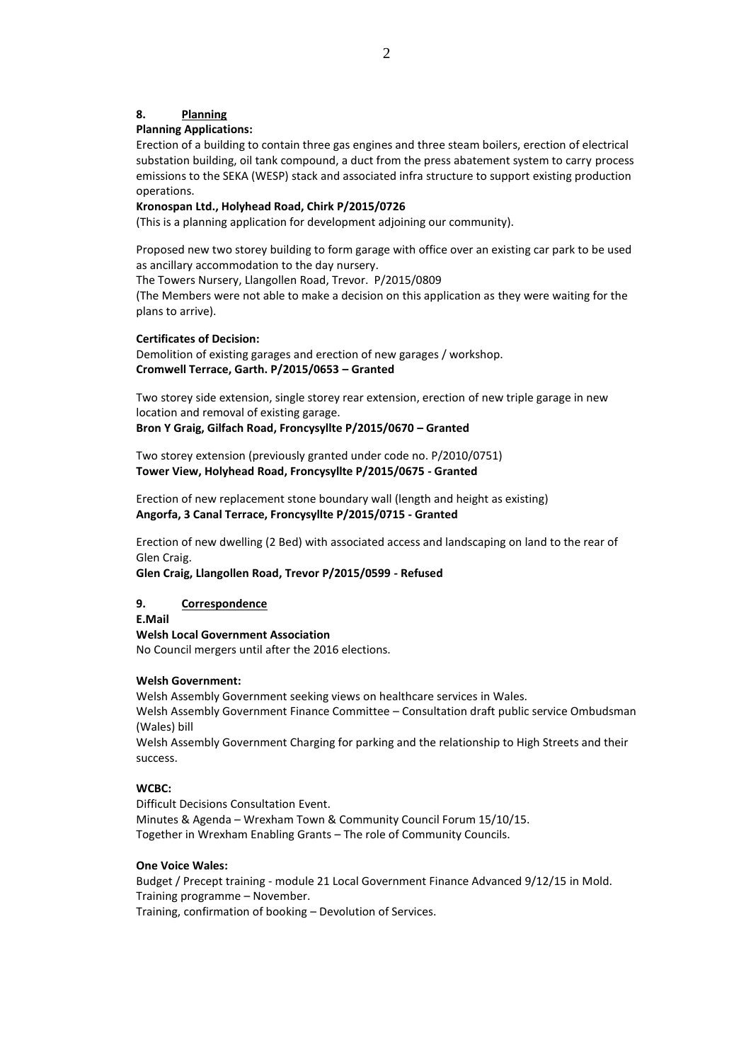## 8. Planning

**Planning Applications:**

Erection of a building to contain three gas engines and three steam boilers, erection of electrical substation building, oil tank compound, a duct from the press abatement system to carry process emissions to the SEKA (WESP) stack and associated infra structure to support existing production operations.

**Kronospan Ltd., Holyhead Road, Chirk P/2015/0726**

(This is a planning application for development adjoining our community).

Proposed new two storey building to form garage with office over an existing car park to be used as ancillary accommodation to the day nursery.

The Towers Nursery, Llangollen Road, Trevor. P/2015/0809

(The Members were not able to make a decision on this application as they were waiting for the plans to arrive).

**Certificates of Decision:**

Demolition of existing garages and erection of new garages / workshop.

**Cromwell Terrace, Garth. P/2015/0653 – Granted**

Two storey side extension, single storey rear extension, erection of new triple garage in new location and removal of existing garage.

**Bron Y Graig, Gilfach Road, Froncysyllte P/2015/0670 – Granted**

Two storey extension (previously granted under code no. P/2010/0751)

**Tower View, Holyhead Road, Froncysyllte P/2015/0675 - Granted**

Erection of new replacement stone boundary wall (length and height as existing)

**Angorfa, 3 Canal Terrace, Froncysyllte P/2015/0715 - Granted**

Erection of new dwelling (2 Bed) with associated access and landscaping on land to the rear of Glen Craig.

**Glen Craig, Llangollen Road, Trevor P/2015/0599 - Refused**

## 9. Correspondence

**E.Mail**

**Welsh Local Government Association**

No Council mergers until after the 2016 elections.

**Welsh Government:**

Welsh Assembly Government seeking views on healthcare services in Wales.

Welsh Assembly Government Finance Committee – Consultation draft public service Ombudsman (Wales) bill

Welsh Assembly Government Charging for parking and the relationship to High Streets and their success.

**WCBC:**

Difficult Decisions Consultation Event.

Minutes & Agenda – Wrexham Town & Community Council Forum 15/10/15.

Together in Wrexham Enabling Grants – The role of Community Councils.

**One Voice Wales:**

Budget / Precept training - module 21 Local Government Finance Advanced 9/12/15 in Mold.

Training programme – November.

Training, confirmation of booking – Devolution of Services.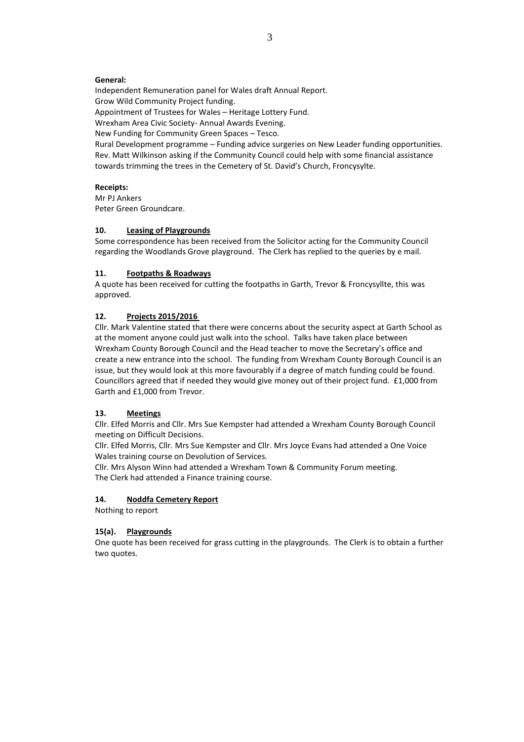**General:**

Independent Remuneration panel for Wales draft Annual Report.
Grow Wild Community Project funding.
Appointment of Trustees for Wales – Heritage Lottery Fund.
Wrexham Area Civic Society- Annual Awards Evening.
New Funding for Community Green Spaces – Tesco.
Rural Development programme – Funding advice surgeries on New Leader funding opportunities.
Rev. Matt Wilkinson asking if the Community Council could help with some financial assistance towards trimming the trees in the Cemetery of St. David's Church, Froncysylte.

**Receipts:**

Mr PJ Ankers
Peter Green Groundcare.

**10. Leasing of Playgrounds**

Some correspondence has been received from the Solicitor acting for the Community Council regarding the Woodlands Grove playground. The Clerk has replied to the queries by e mail.

**11. Footpaths & Roadways**

A quote has been received for cutting the footpaths in Garth, Trevor & Froncysyllte, this was approved.

**12. Projects 2015/2016**

Cllr. Mark Valentine stated that there were concerns about the security aspect at Garth School as at the moment anyone could just walk into the school. Talks have taken place between Wrexham County Borough Council and the Head teacher to move the Secretary's office and create a new entrance into the school. The funding from Wrexham County Borough Council is an issue, but they would look at this more favourably if a degree of match funding could be found. Councillors agreed that if needed they would give money out of their project fund. £1,000 from Garth and £1,000 from Trevor.

**13. Meetings**

Cllr. Elfed Morris and Cllr. Mrs Sue Kempster had attended a Wrexham County Borough Council meeting on Difficult Decisions.
Cllr. Elfed Morris, Cllr. Mrs Sue Kempster and Cllr. Mrs Joyce Evans had attended a One Voice Wales training course on Devolution of Services.
Cllr. Mrs Alyson Winn had attended a Wrexham Town & Community Forum meeting.
The Clerk had attended a Finance training course.

**14. Noddfa Cemetery Report**

Nothing to report

**15(a). Playgrounds**

One quote has been received for grass cutting in the playgrounds. The Clerk is to obtain a further two quotes.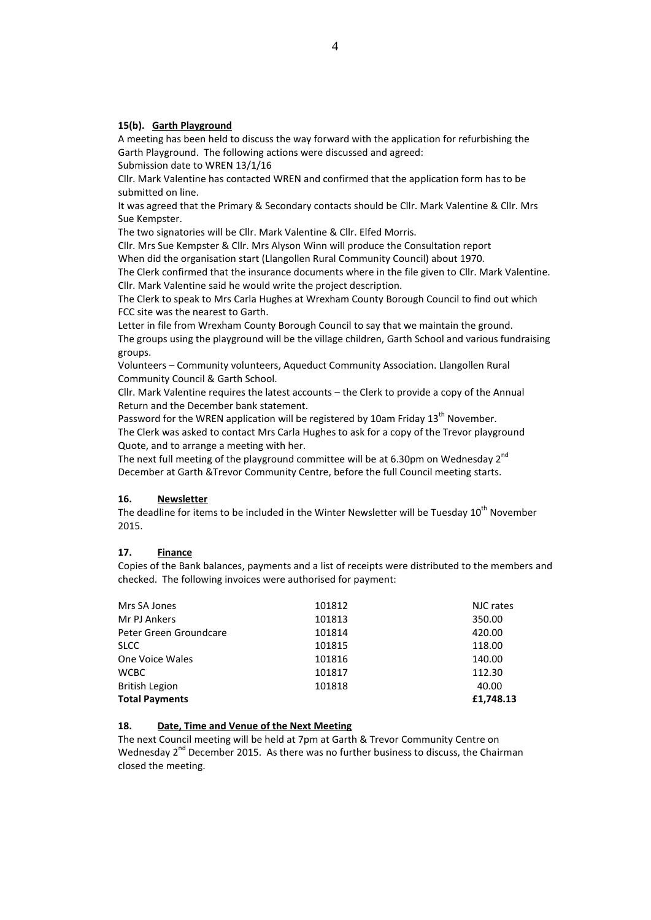**15(b). Garth Playground**

A meeting has been held to discuss the way forward with the application for refurbishing the Garth Playground. The following actions were discussed and agreed:

Submission date to WREN 13/1/16

Cllr. Mark Valentine has contacted WREN and confirmed that the application form has to be submitted on line.

It was agreed that the Primary & Secondary contacts should be Cllr. Mark Valentine & Cllr. Mrs Sue Kempster.

The two signatories will be Cllr. Mark Valentine & Cllr. Elfed Morris.

Cllr. Mrs Sue Kempster & Cllr. Mrs Alyson Winn will produce the Consultation report

When did the organisation start (Llangollen Rural Community Council) about 1970.

The Clerk confirmed that the insurance documents where in the file given to Cllr. Mark Valentine.

Cllr. Mark Valentine said he would write the project description.

The Clerk to speak to Mrs Carla Hughes at Wrexham County Borough Council to find out which FCC site was the nearest to Garth.

Letter in file from Wrexham County Borough Council to say that we maintain the ground.

The groups using the playground will be the village children, Garth School and various fundraising groups.

Volunteers – Community volunteers, Aqueduct Community Association. Llangollen Rural Community Council & Garth School.

Cllr. Mark Valentine requires the latest accounts – the Clerk to provide a copy of the Annual Return and the December bank statement.

Password for the WREN application will be registered by 10am Friday 13th November.

The Clerk was asked to contact Mrs Carla Hughes to ask for a copy of the Trevor playground Quote, and to arrange a meeting with her.

The next full meeting of the playground committee will be at 6.30pm on Wednesday 2nd December at Garth &Trevor Community Centre, before the full Council meeting starts.

**16. Newsletter**

The deadline for items to be included in the Winter Newsletter will be Tuesday 10th November 2015.

**17. Finance**

Copies of the Bank balances, payments and a list of receipts were distributed to the members and checked. The following invoices were authorised for payment:

| | | |
|---|---|---|
| Mrs SA Jones | 101812 | NJC rates |
| Mr PJ Ankers | 101813 | 350.00 |
| Peter Green Groundcare | 101814 | 420.00 |
| SLCC | 101815 | 118.00 |
| One Voice Wales | 101816 | 140.00 |
| WCBC | 101817 | 112.30 |
| British Legion | 101818 | 40.00 |
| **Total Payments** | | **£1,748.13** |

**18. Date, Time and Venue of the Next Meeting**

The next Council meeting will be held at 7pm at Garth & Trevor Community Centre on Wednesday 2nd December 2015. As there was no further business to discuss, the Chairman closed the meeting.